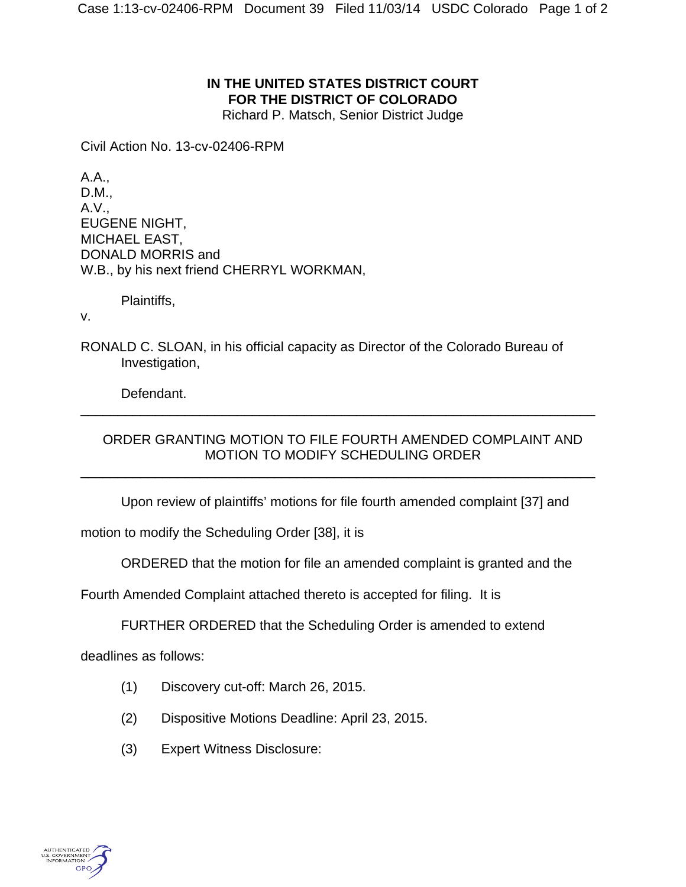**IN THE UNITED STATES DISTRICT COURT**
**FOR THE DISTRICT OF COLORADO**
Richard P. Matsch, Senior District Judge

Civil Action No. 13-cv-02406-RPM

A.A.,
D.M.,
A.V.,
EUGENE NIGHT,
MICHAEL EAST,
DONALD MORRIS and
W.B., by his next friend CHERRYL WORKMAN,

Plaintiffs,

v.

RONALD C. SLOAN, in his official capacity as Director of the Colorado Bureau of Investigation,

Defendant.

---

ORDER GRANTING MOTION TO FILE FOURTH AMENDED COMPLAINT AND MOTION TO MODIFY SCHEDULING ORDER

---

Upon review of plaintiffs' motions for file fourth amended complaint [37] and motion to modify the Scheduling Order [38], it is

ORDERED that the motion for file an amended complaint is granted and the Fourth Amended Complaint attached thereto is accepted for filing. It is

FURTHER ORDERED that the Scheduling Order is amended to extend deadlines as follows:

(1) Discovery cut-off: March 26, 2015.

(2) Dispositive Motions Deadline: April 23, 2015.

(3) Expert Witness Disclosure: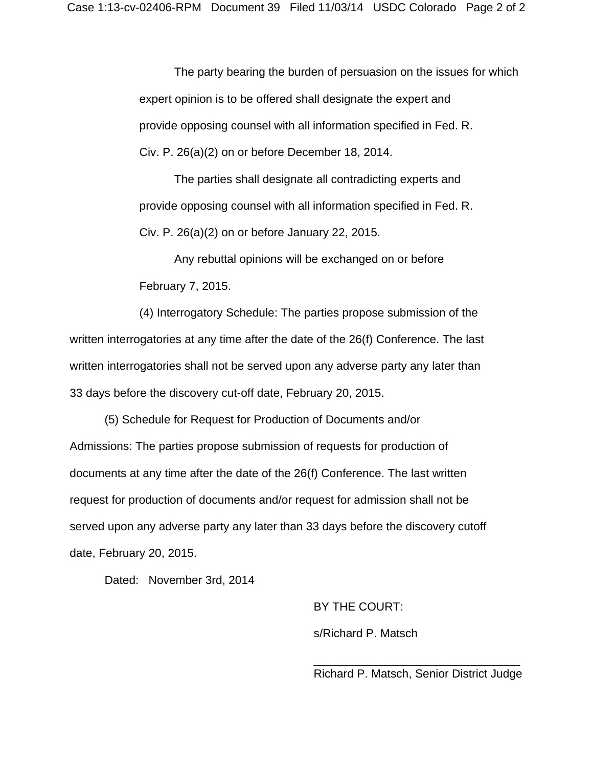The party bearing the burden of persuasion on the issues for which expert opinion is to be offered shall designate the expert and provide opposing counsel with all information specified in Fed. R. Civ. P. 26(a)(2) on or before December 18, 2014.

The parties shall designate all contradicting experts and provide opposing counsel with all information specified in Fed. R. Civ. P. 26(a)(2) on or before January 22, 2015.

Any rebuttal opinions will be exchanged on or before February 7, 2015.

(4) Interrogatory Schedule: The parties propose submission of the written interrogatories at any time after the date of the 26(f) Conference. The last written interrogatories shall not be served upon any adverse party any later than 33 days before the discovery cut-off date, February 20, 2015.

(5) Schedule for Request for Production of Documents and/or Admissions: The parties propose submission of requests for production of documents at any time after the date of the 26(f) Conference. The last written request for production of documents and/or request for admission shall not be served upon any adverse party any later than 33 days before the discovery cutoff date, February 20, 2015.

Dated: November 3rd, 2014

BY THE COURT:

s/Richard P. Matsch

\_\_\_\_\_\_\_\_\_\_\_\_\_\_\_\_\_\_\_\_\_\_\_\_\_\_\_\_\_\_\_\_

Richard P. Matsch, Senior District Judge